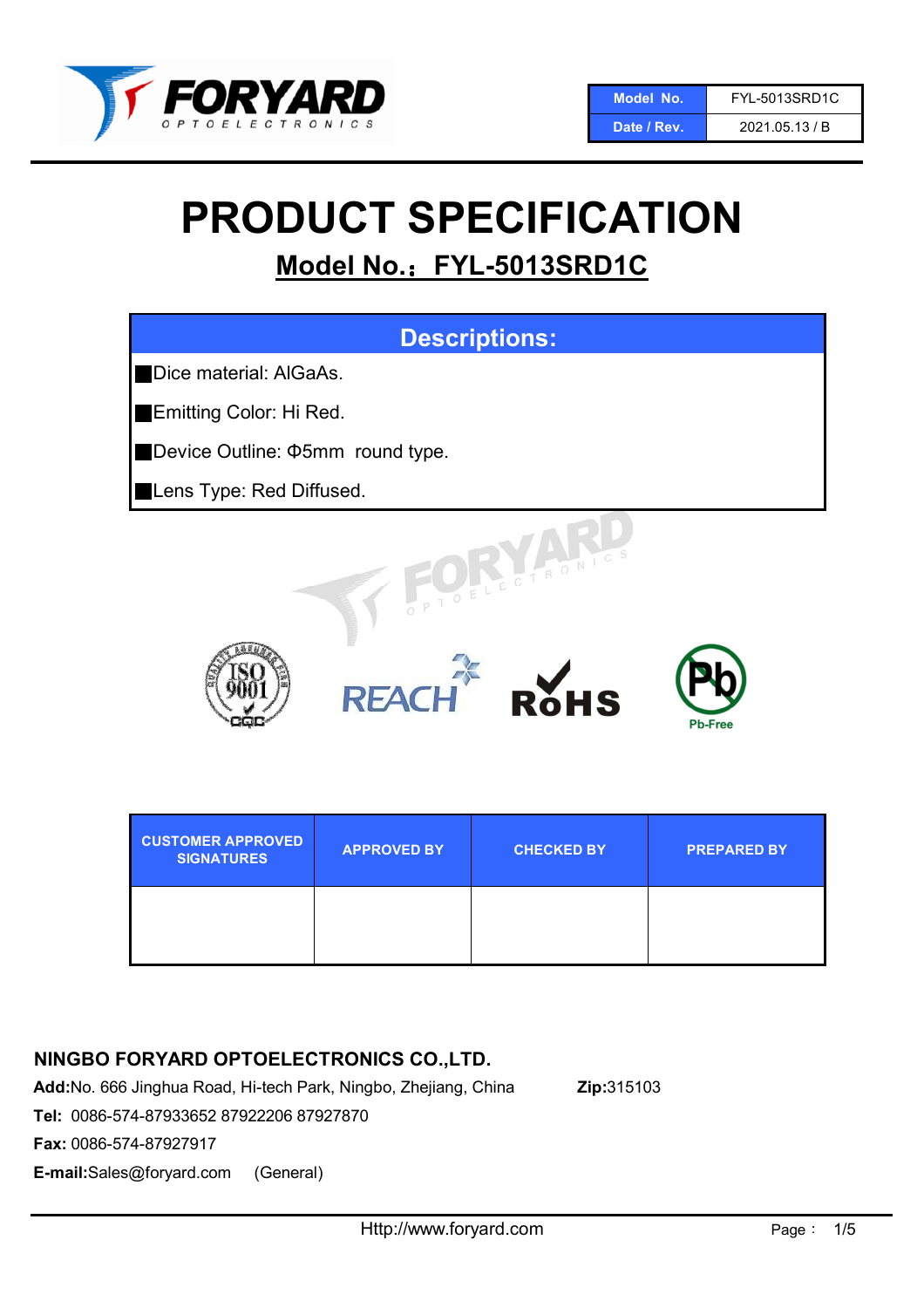| Model No. | FYL-5013SRD1C |
| --- | --- |
| Date / Rev. | 2021.05.13 / B |

# PRODUCT SPECIFICATION

## Model No.：FYL-5013SRD1C

### Descriptions:

- Dice material: AlGaAs.
- Emitting Color: Hi Red.
- Device Outline: Φ5mm round type.
- Lens Type: Red Diffused.

| CUSTOMER APPROVED SIGNATURES | APPROVED BY | CHECKED BY | PREPARED BY |
| --- | --- | --- | --- |
| | | | |

**NINGBO FORYARD OPTOELECTRONICS CO.,LTD.**

**Add:**No. 666 Jinghua Road, Hi-tech Park, Ningbo, Zhejiang, China **Zip:**315103

**Tel:** 0086-574-87933652 87922206 87927870

**Fax:** 0086-574-87927917

**E-mail:**Sales@foryard.com (General)

Http://www.foryard.com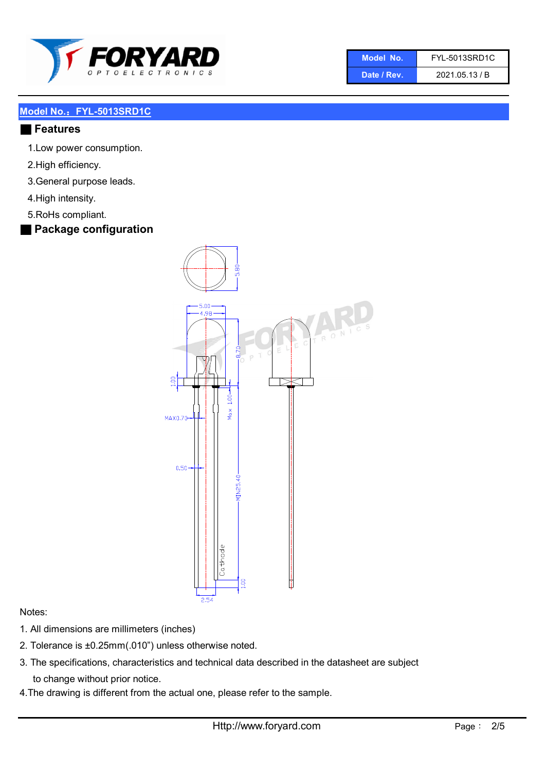| Model No. | FYL-5013SRD1C |
| --- | --- |
| Date / Rev. | 2021.05.13 / B |

## Model No.：FYL-5013SRD1C

### Features

1.Low power consumption.

2.High efficiency.

3.General purpose leads.

4.High intensity.

5.RoHs compliant.

### Package configuration

Notes:

1. All dimensions are millimeters (inches)
2. Tolerance is ±0.25mm(.010") unless otherwise noted.
3. The specifications, characteristics and technical data described in the datasheet are subject to change without prior notice.
4. The drawing is different from the actual one, please refer to the sample.

Http://www.foryard.com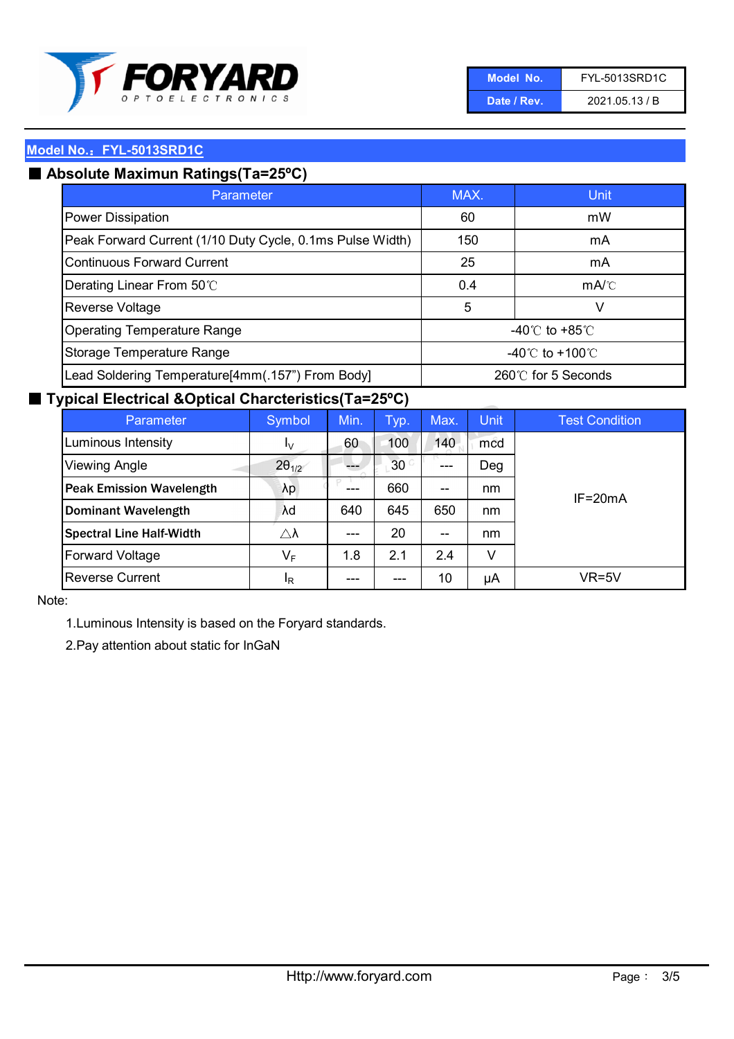| Model No. | FYL-5013SRD1C |
|---|---|
| Date / Rev. | 2021.05.13 / B |

## Model No.：FYL-5013SRD1C

### Absolute Maximun Ratings(Ta=25ºC)

| Parameter | MAX. | Unit |
|---|---|---|
| Power Dissipation | 60 | mW |
| Peak Forward Current (1/10 Duty Cycle, 0.1ms Pulse Width) | 150 | mA |
| Continuous Forward Current | 25 | mA |
| Derating Linear From 50℃ | 0.4 | mA/℃ |
| Reverse Voltage | 5 | V |
| Operating Temperature Range | -40℃ to +85℃ | |
| Storage Temperature Range | -40℃ to +100℃ | |
| Lead Soldering Temperature[4mm(.157") From Body] | 260℃ for 5 Seconds | |

### Typical Electrical &Optical Charcteristics(Ta=25ºC)

| Parameter | Symbol | Min. | Typ. | Max. | Unit | Test Condition |
|---|---|---|---|---|---|---|
| Luminous Intensity | $I_V$ | 60 | 100 | 140 | mcd | IF=20mA |
| Viewing Angle | $2\theta_{1/2}$ | --- | 30 | --- | Deg | |
| **Peak Emission Wavelength** | λp | --- | 660 | -- | nm | |
| **Dominant Wavelength** | λd | 640 | 645 | 650 | nm | |
| **Spectral Line Half-Width** | △λ | --- | 20 | -- | nm | |
| Forward Voltage | $V_F$ | 1.8 | 2.1 | 2.4 | V | |
| Reverse Current | $I_R$ | --- | --- | 10 | μA | VR=5V |

Note:

1.Luminous Intensity is based on the Foryard standards.

2.Pay attention about static for InGaN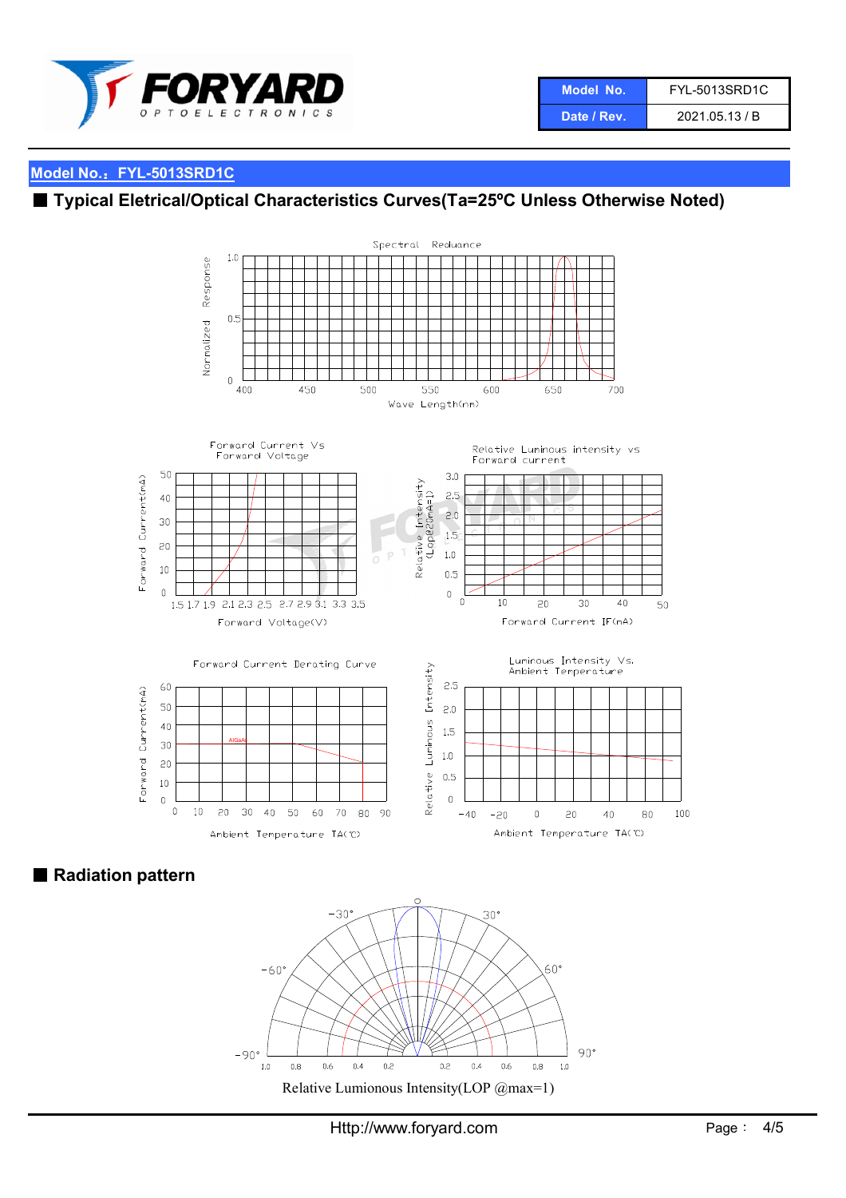| Model No. | FYL-5013SRD1C |
| --- | --- |
| Date / Rev. | 2021.05.13 / B |

## Model No.：FYL-5013SRD1C

## ■ Typical Eletrical/Optical Characteristics Curves(Ta=25ºC Unless Otherwise Noted)

Spectral Reduance

Forward Current Vs Forward Voltage

Relative Luminous intensity vs Forward current

Forward Current Derating Curve

Luminous Intensity Vs. Ambient Temperature

## ■ Radiation pattern

Relative Lumionous Intensity(LOP @max=1)

Http://www.foryard.com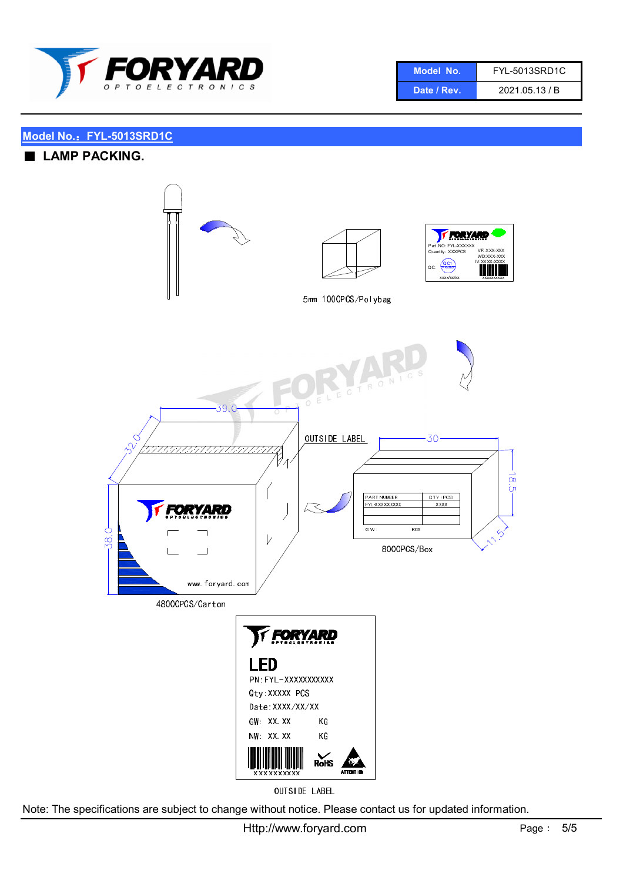| Model No. | FYL-5013SRD1C |
| --- | --- |
| Date / Rev. | 2021.05.13 / B |

## Model No.：FYL-5013SRD1C

### LAMP PACKING.

Part NO: FYL-XXXXXX
Quantity: XXXPCS
VF: XXX-XXX
WD:XXX-XXX
IV:XX.XX-XXXX
QC:

5mm 1000PCS/Polybag

39.0
32.0
38.0
www.foryard.com
48000PCS/Carton

OUTSIDE LABEL

30
18.5
11.5

| PART NUMBER | QTY (PCS) |
| --- | --- |
| FYL-XXXXXXXXX | XXXX |

G.W. KGS

8000PCS/Box

LED
PN:FYL-XXXXXXXXXXX
Qty:XXXXX PCS
Date:XXXX/XX/XX
GW: XX.XX KG
NW: XX.XX KG
XXXXXXXXXX
RoHS
ATTENTION

OUTSIDE LABEL

Note: The specifications are subject to change without notice. Please contact us for updated information.

Http://www.foryard.com